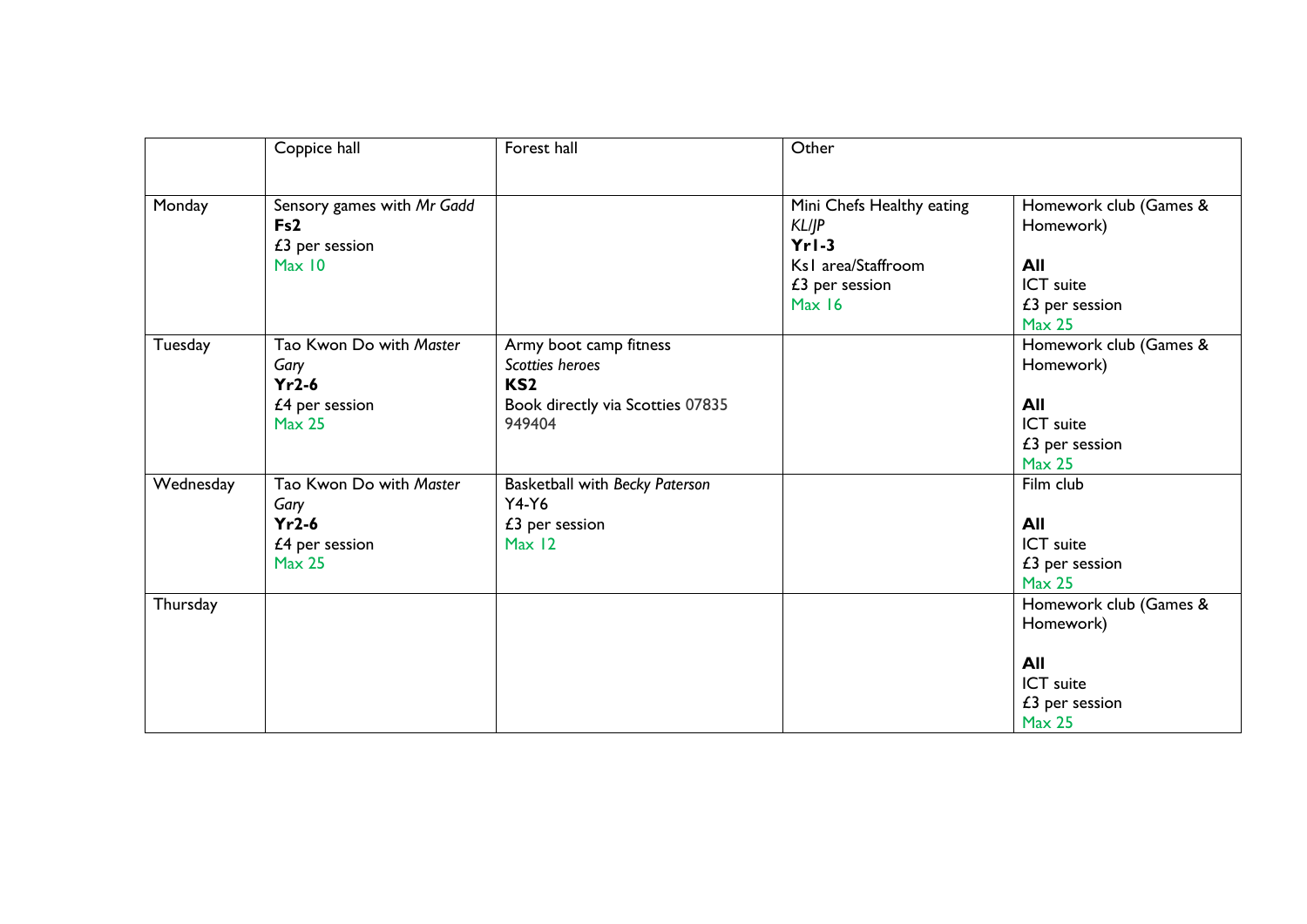| | Coppice hall | Forest hall | Other | |
|---|---|---|---|---|
| Monday | Sensory games with *Mr Gadd*<br>**Fs2**<br>£3 per session<br>Max 10 | | Mini Chefs Healthy eating<br>*KL/JP*<br>**Yr1-3**<br>Ks1 area/Staffroom<br>£3 per session<br>Max 16 | Homework club (Games & Homework)<br><br>**All**<br>ICT suite<br>£3 per session<br>Max 25 |
| Tuesday | Tao Kwon Do with *Master Gary*<br>**Yr2-6**<br>£4 per session<br>Max 25 | Army boot camp fitness<br>*Scotties heroes*<br>**KS2**<br>Book directly via Scotties 07835 949404 | | Homework club (Games & Homework)<br><br>**All**<br>ICT suite<br>£3 per session<br>Max 25 |
| Wednesday | Tao Kwon Do with *Master Gary*<br>**Yr2-6**<br>£4 per session<br>Max 25 | Basketball with *Becky Paterson*<br>Y4-Y6<br>£3 per session<br>Max 12 | | Film club<br><br>**All**<br>ICT suite<br>£3 per session<br>Max 25 |
| Thursday | | | | Homework club (Games & Homework)<br><br>**All**<br>ICT suite<br>£3 per session<br>Max 25 |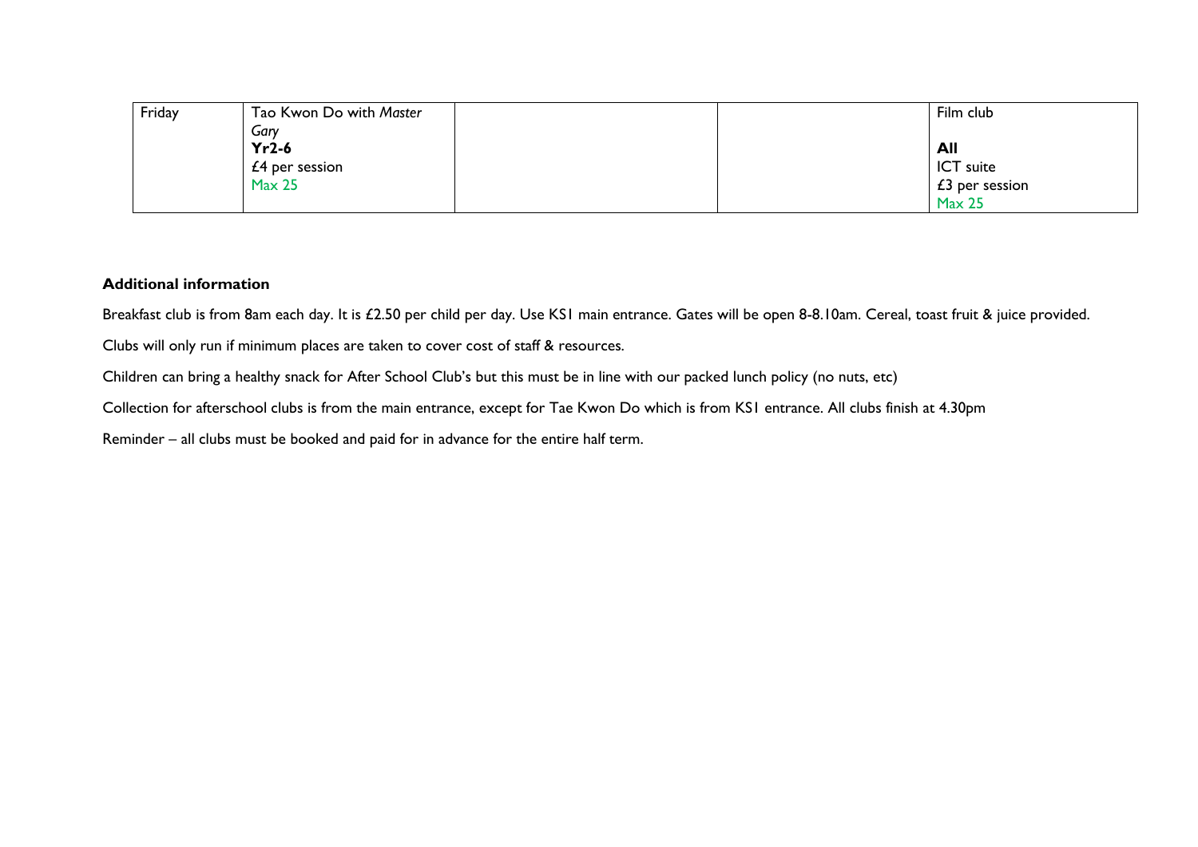| | | | | |
|---|---|---|---|---|
| Friday | Tao Kwon Do with *Master Gary*<br>**Yr2-6**<br>£4 per session<br>Max 25 | | | Film club<br><br>**All**<br>ICT suite<br>£3 per session<br>Max 25 |

**Additional information**

Breakfast club is from 8am each day. It is £2.50 per child per day. Use KS1 main entrance. Gates will be open 8-8.10am. Cereal, toast fruit & juice provided.

Clubs will only run if minimum places are taken to cover cost of staff & resources.

Children can bring a healthy snack for After School Club's but this must be in line with our packed lunch policy (no nuts, etc)

Collection for afterschool clubs is from the main entrance, except for Tae Kwon Do which is from KS1 entrance. All clubs finish at 4.30pm

Reminder – all clubs must be booked and paid for in advance for the entire half term.